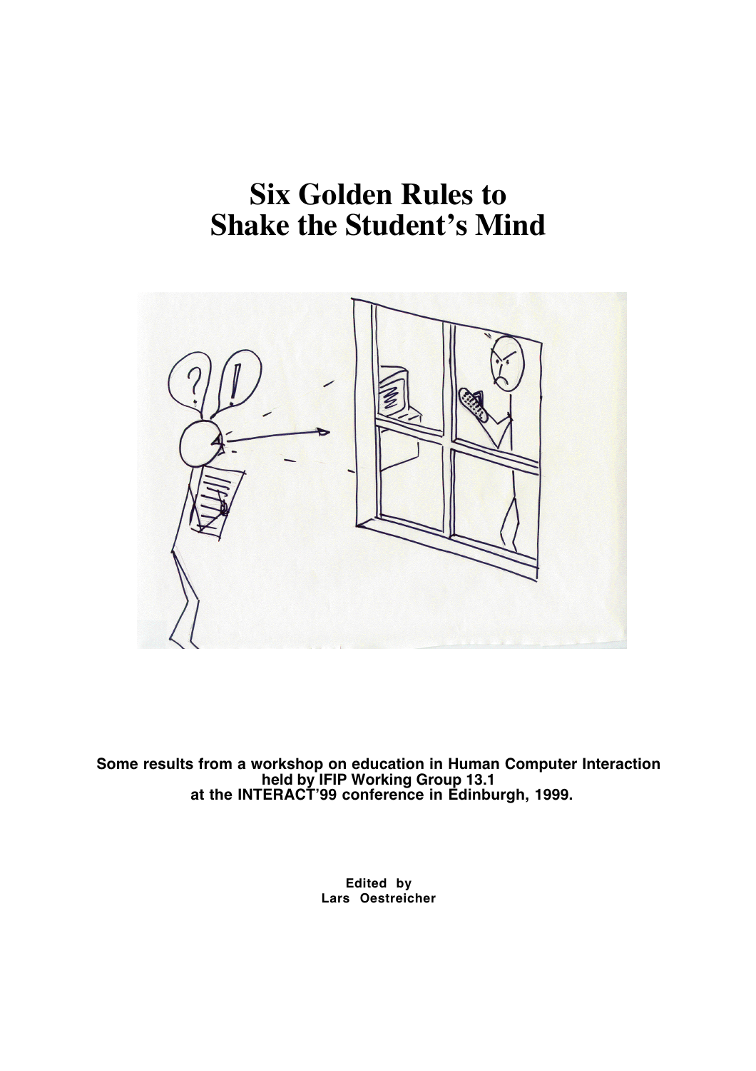# Six Golden Rules to Shake the Student's Mind

**Some results from a workshop on education in Human Computer Interaction held by IFIP Working Group 13.1 at the INTERACT'99 conference in Edinburgh, 1999.**

**Edited by**
**Lars Oestreicher**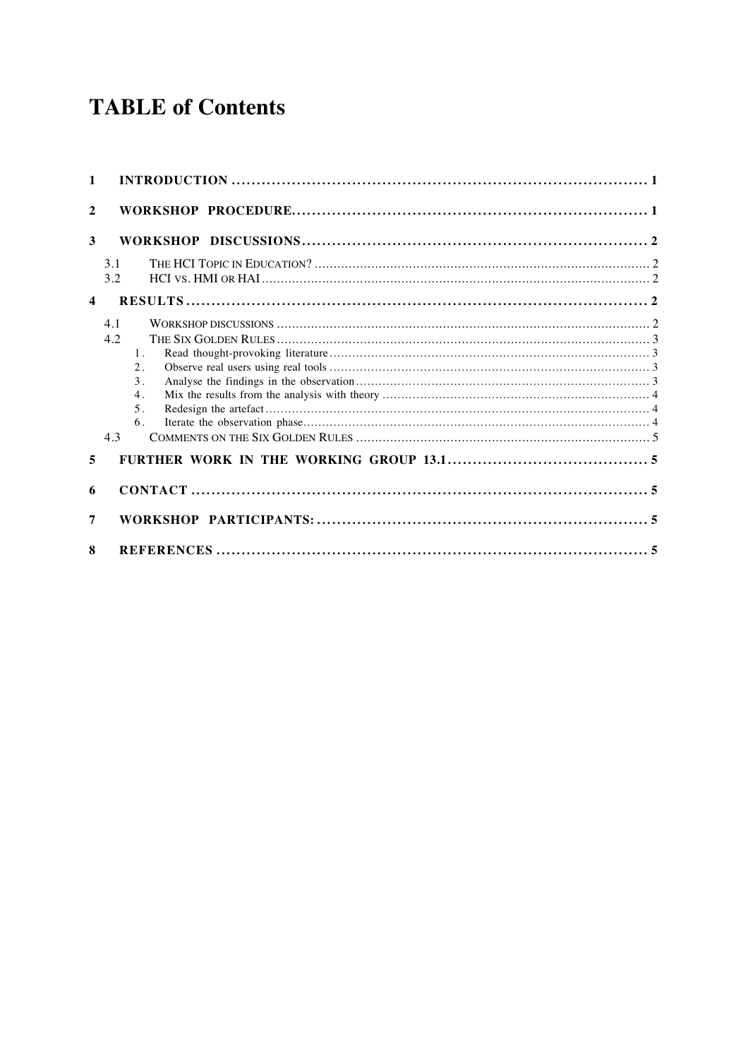# TABLE of Contents

1 INTRODUCTION .......... 1

2 WORKSHOP PROCEDURE .......... 1

3 WORKSHOP DISCUSSIONS .......... 2

- 3.1 THE HCI TOPIC IN EDUCATION? .......... 2
- 3.2 HCI VS. HMI OR HAI .......... 2

4 RESULTS .......... 2

- 4.1 WORKSHOP DISCUSSIONS .......... 2
- 4.2 THE SIX GOLDEN RULES .......... 3
  1. Read thought-provoking literature .......... 3
  2. Observe real users using real tools .......... 3
  3. Analyse the findings in the observation .......... 3
  4. Mix the results from the analysis with theory .......... 4
  5. Redesign the artefact .......... 4
  6. Iterate the observation phase .......... 4
- 4.3 COMMENTS ON THE SIX GOLDEN RULES .......... 5

5 FURTHER WORK IN THE WORKING GROUP 13.1 .......... 5

6 CONTACT .......... 5

7 WORKSHOP PARTICIPANTS: .......... 5

8 REFERENCES .......... 5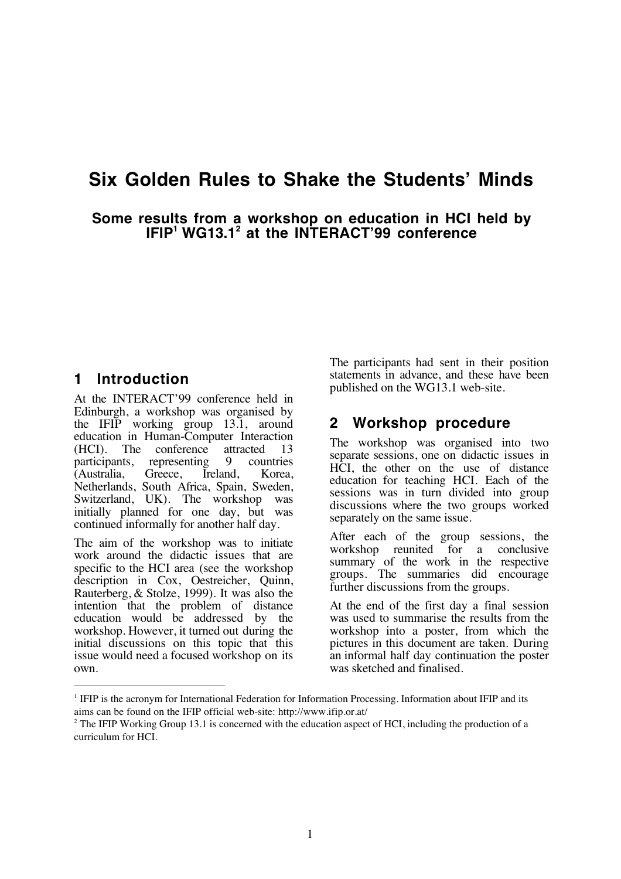# Six Golden Rules to Shake the Students' Minds

### Some results from a workshop on education in HCI held by IFIP[1] WG13.1[2] at the INTERACT'99 conference

## 1 Introduction

At the INTERACT'99 conference held in Edinburgh, a workshop was organised by the IFIP working group 13.1, around education in Human-Computer Interaction (HCI). The conference attracted 13 participants, representing 9 countries (Australia, Greece, Ireland, Korea, Netherlands, South Africa, Spain, Sweden, Switzerland, UK). The workshop was initially planned for one day, but was continued informally for another half day.

The aim of the workshop was to initiate work around the didactic issues that are specific to the HCI area (see the workshop description in Cox, Oestreicher, Quinn, Rauterberg, & Stolze, 1999). It was also the intention that the problem of distance education would be addressed by the workshop. However, it turned out during the initial discussions on this topic that this issue would need a focused workshop on its own.

The participants had sent in their position statements in advance, and these have been published on the WG13.1 web-site.

## 2 Workshop procedure

The workshop was organised into two separate sessions, one on didactic issues in HCI, the other on the use of distance education for teaching HCI. Each of the sessions was in turn divided into group discussions where the two groups worked separately on the same issue.

After each of the group sessions, the workshop reunited for a conclusive summary of the work in the respective groups. The summaries did encourage further discussions from the groups.

At the end of the first day a final session was used to summarise the results from the workshop into a poster, from which the pictures in this document are taken. During an informal half day continuation the poster was sketched and finalised.

---

[1] IFIP is the acronym for International Federation for Information Processing. Information about IFIP and its aims can be found on the IFIP official web-site: http://www.ifip.or.at/

[2] The IFIP Working Group 13.1 is concerned with the education aspect of HCI, including the production of a curriculum for HCI.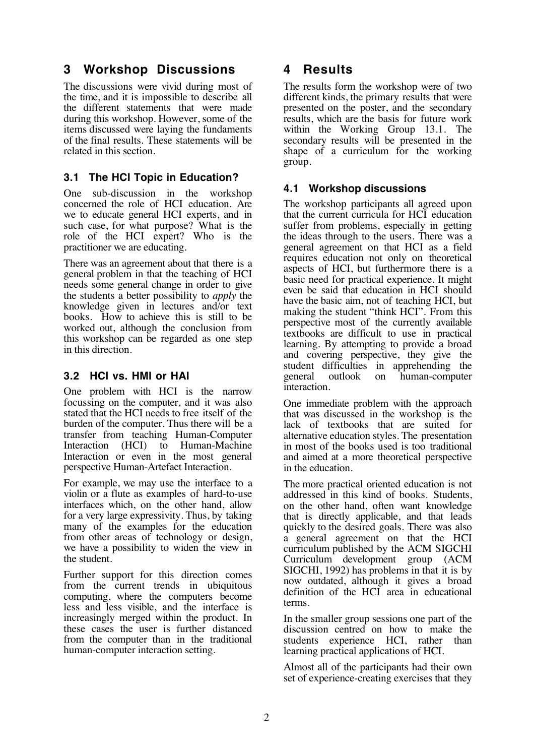## 3 Workshop Discussions

The discussions were vivid during most of the time, and it is impossible to describe all the different statements that were made during this workshop. However, some of the items discussed were laying the fundaments of the final results. These statements will be related in this section.

### 3.1 The HCI Topic in Education?

One sub-discussion in the workshop concerned the role of HCI education. Are we to educate general HCI experts, and in such case, for what purpose? What is the role of the HCI expert? Who is the practitioner we are educating.

There was an agreement about that there is a general problem in that the teaching of HCI needs some general change in order to give the students a better possibility to *apply* the knowledge given in lectures and/or text books. How to achieve this is still to be worked out, although the conclusion from this workshop can be regarded as one step in this direction.

### 3.2 HCI vs. HMI or HAI

One problem with HCI is the narrow focussing on the computer, and it was also stated that the HCI needs to free itself of the burden of the computer. Thus there will be a transfer from teaching Human-Computer Interaction (HCI) to Human-Machine Interaction or even in the most general perspective Human-Artefact Interaction.

For example, we may use the interface to a violin or a flute as examples of hard-to-use interfaces which, on the other hand, allow for a very large expressivity. Thus, by taking many of the examples for the education from other areas of technology or design, we have a possibility to widen the view in the student.

Further support for this direction comes from the current trends in ubiquitous computing, where the computers become less and less visible, and the interface is increasingly merged within the product. In these cases the user is further distanced from the computer than in the traditional human-computer interaction setting.

## 4 Results

The results form the workshop were of two different kinds, the primary results that were presented on the poster, and the secondary results, which are the basis for future work within the Working Group 13.1. The secondary results will be presented in the shape of a curriculum for the working group.

### 4.1 Workshop discussions

The workshop participants all agreed upon that the current curricula for HCI education suffer from problems, especially in getting the ideas through to the users. There was a general agreement on that HCI as a field requires education not only on theoretical aspects of HCI, but furthermore there is a basic need for practical experience. It might even be said that education in HCI should have the basic aim, not of teaching HCI, but making the student "think HCI". From this perspective most of the currently available textbooks are difficult to use in practical learning. By attempting to provide a broad and covering perspective, they give the student difficulties in apprehending the general outlook on human-computer interaction.

One immediate problem with the approach that was discussed in the workshop is the lack of textbooks that are suited for alternative education styles. The presentation in most of the books used is too traditional and aimed at a more theoretical perspective in the education.

The more practical oriented education is not addressed in this kind of books. Students, on the other hand, often want knowledge that is directly applicable, and that leads quickly to the desired goals. There was also a general agreement on that the HCI curriculum published by the ACM SIGCHI Curriculum development group (ACM SIGCHI, 1992) has problems in that it is by now outdated, although it gives a broad definition of the HCI area in educational terms.

In the smaller group sessions one part of the discussion centred on how to make the students experience HCI, rather than learning practical applications of HCI.

Almost all of the participants had their own set of experience-creating exercises that they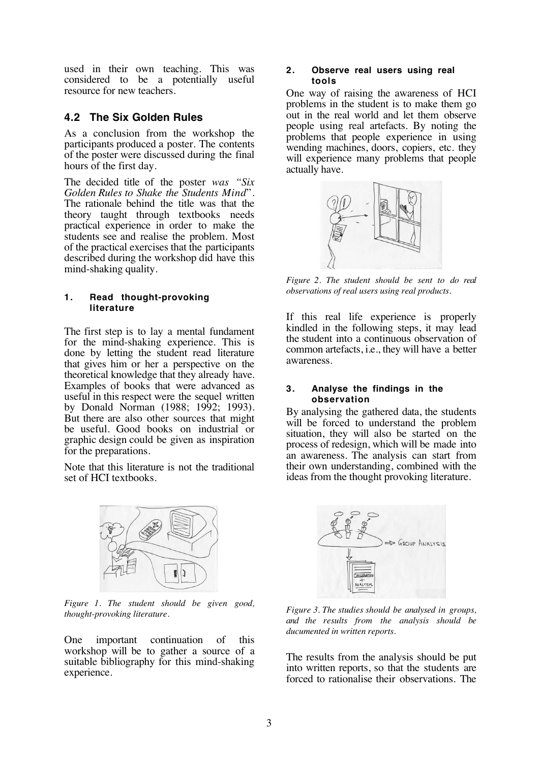used in their own teaching. This was considered to be a potentially useful resource for new teachers.

## 4.2 The Six Golden Rules

As a conclusion from the workshop the participants produced a poster. The contents of the poster were discussed during the final hours of the first day.

The decided title of the poster *was "Six Golden Rules to Shake the Students Mind*". The rationale behind the title was that the theory taught through textbooks needs practical experience in order to make the students see and realise the problem. Most of the practical exercises that the participants described during the workshop did have this mind-shaking quality.

#### 1. Read thought-provoking literature

The first step is to lay a mental fundament for the mind-shaking experience. This is done by letting the student read literature that gives him or her a perspective on the theoretical knowledge that they already have. Examples of books that were advanced as useful in this respect were the sequel written by Donald Norman (1988; 1992; 1993). But there are also other sources that might be useful. Good books on industrial or graphic design could be given as inspiration for the preparations.

Note that this literature is not the traditional set of HCI textbooks.

*Figure 1. The student should be given good, thought-provoking literature.*

One important continuation of this workshop will be to gather a source of a suitable bibliography for this mind-shaking experience.

#### 2. Observe real users using real tools

One way of raising the awareness of HCI problems in the student is to make them go out in the real world and let them observe people using real artefacts. By noting the problems that people experience in using wending machines, doors, copiers, etc. they will experience many problems that people actually have.

*Figure 2. The student should be sent to do real observations of real users using real products.*

If this real life experience is properly kindled in the following steps, it may lead the student into a continuous observation of common artefacts, i.e., they will have a better awareness.

#### 3. Analyse the findings in the observation

By analysing the gathered data, the students will be forced to understand the problem situation, they will also be started on the process of redesign, which will be made into an awareness. The analysis can start from their own understanding, combined with the ideas from the thought provoking literature.

*Figure 3. The studies should be analysed in groups, and the results from the analysis should be ducumented in written reports.*

The results from the analysis should be put into written reports, so that the students are forced to rationalise their observations. The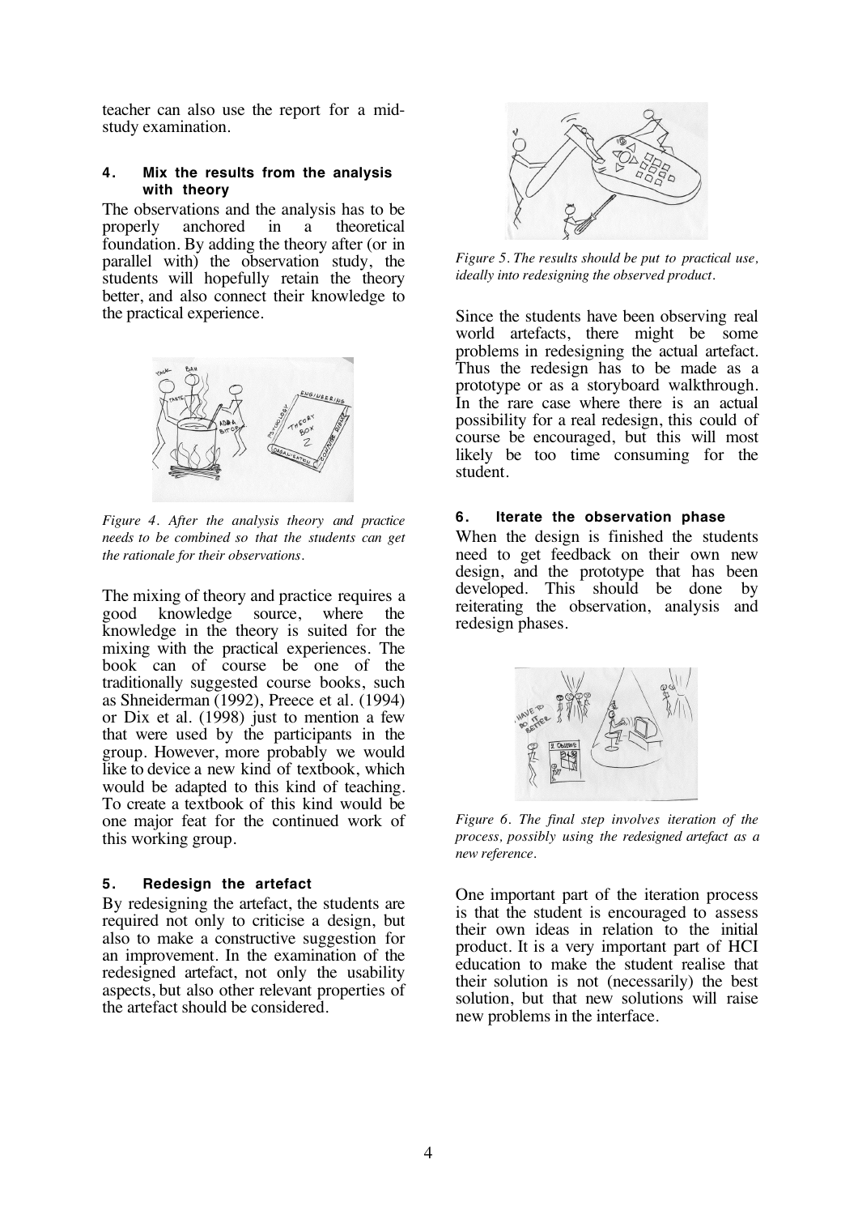teacher can also use the report for a mid-study examination.

#### 4. Mix the results from the analysis with theory

The observations and the analysis has to be properly anchored in a theoretical foundation. By adding the theory after (or in parallel with) the observation study, the students will hopefully retain the theory better, and also connect their knowledge to the practical experience.

*Figure 4. After the analysis theory and practice needs to be combined so that the students can get the rationale for their observations.*

The mixing of theory and practice requires a good knowledge source, where the knowledge in the theory is suited for the mixing with the practical experiences. The book can of course be one of the traditionally suggested course books, such as Shneiderman (1992), Preece et al. (1994) or Dix et al. (1998) just to mention a few that were used by the participants in the group. However, more probably we would like to device a new kind of textbook, which would be adapted to this kind of teaching. To create a textbook of this kind would be one major feat for the continued work of this working group.

#### 5. Redesign the artefact

By redesigning the artefact, the students are required not only to criticise a design, but also to make a constructive suggestion for an improvement. In the examination of the redesigned artefact, not only the usability aspects, but also other relevant properties of the artefact should be considered.

*Figure 5. The results should be put to practical use, ideally into redesigning the observed product.*

Since the students have been observing real world artefacts, there might be some problems in redesigning the actual artefact. Thus the redesign has to be made as a prototype or as a storyboard walkthrough. In the rare case where there is an actual possibility for a real redesign, this could of course be encouraged, but this will most likely be too time consuming for the student.

#### 6. Iterate the observation phase

When the design is finished the students need to get feedback on their own new design, and the prototype that has been developed. This should be done by reiterating the observation, analysis and redesign phases.

*Figure 6. The final step involves iteration of the process, possibly using the redesigned artefact as a new reference.*

One important part of the iteration process is that the student is encouraged to assess their own ideas in relation to the initial product. It is a very important part of HCI education to make the student realise that their solution is not (necessarily) the best solution, but that new solutions will raise new problems in the interface.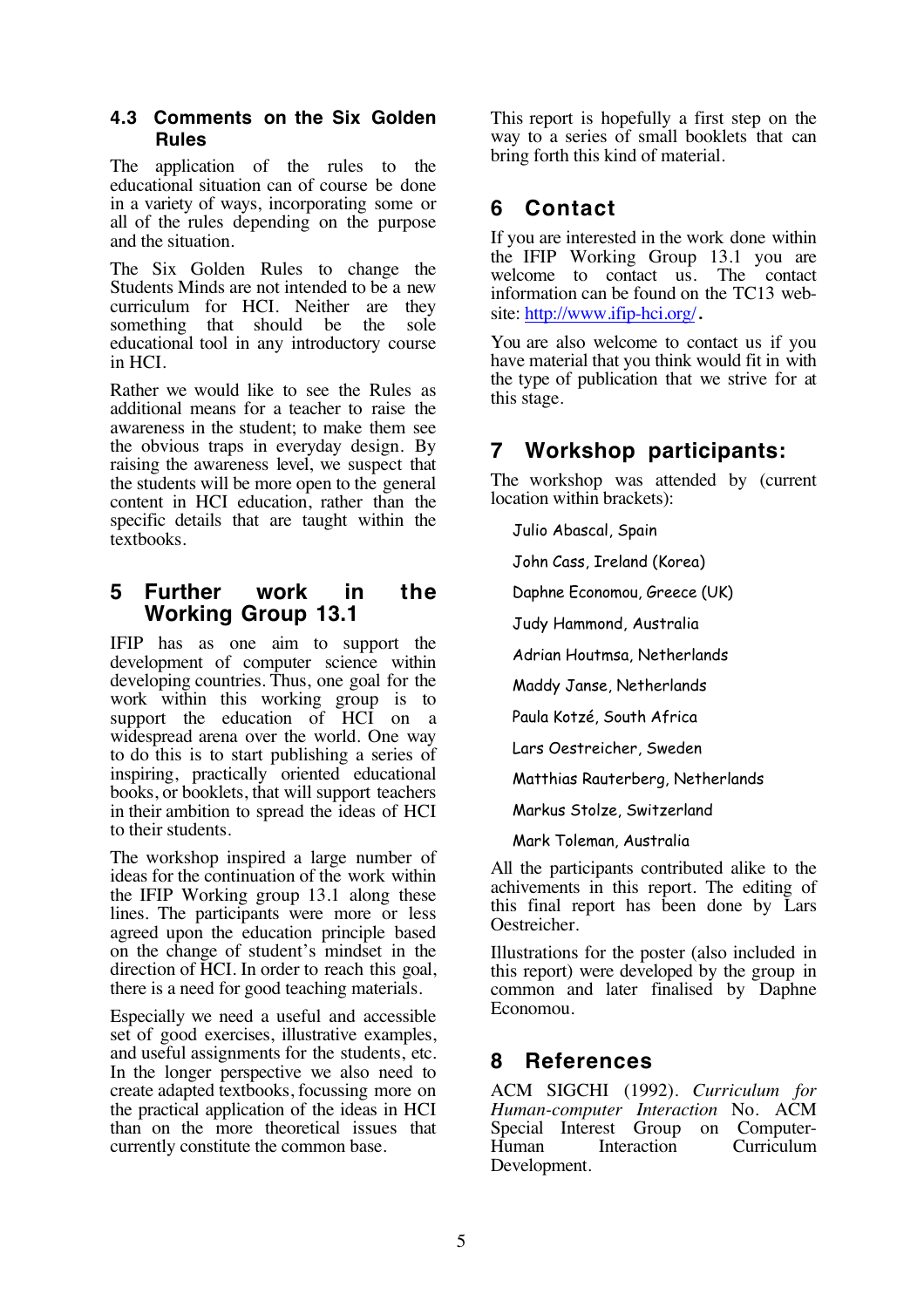### 4.3 Comments on the Six Golden Rules

The application of the rules to the educational situation can of course be done in a variety of ways, incorporating some or all of the rules depending on the purpose and the situation.

The Six Golden Rules to change the Students Minds are not intended to be a new curriculum for HCI. Neither are they something that should be the sole educational tool in any introductory course in HCI.

Rather we would like to see the Rules as additional means for a teacher to raise the awareness in the student; to make them see the obvious traps in everyday design. By raising the awareness level, we suspect that the students will be more open to the general content in HCI education, rather than the specific details that are taught within the textbooks.

## 5 Further work in the Working Group 13.1

IFIP has as one aim to support the development of computer science within developing countries. Thus, one goal for the work within this working group is to support the education of HCI on a widespread arena over the world. One way to do this is to start publishing a series of inspiring, practically oriented educational books, or booklets, that will support teachers in their ambition to spread the ideas of HCI to their students.

The workshop inspired a large number of ideas for the continuation of the work within the IFIP Working group 13.1 along these lines. The participants were more or less agreed upon the education principle based on the change of student's mindset in the direction of HCI. In order to reach this goal, there is a need for good teaching materials.

Especially we need a useful and accessible set of good exercises, illustrative examples, and useful assignments for the students, etc. In the longer perspective we also need to create adapted textbooks, focussing more on the practical application of the ideas in HCI than on the more theoretical issues that currently constitute the common base.

This report is hopefully a first step on the way to a series of small booklets that can bring forth this kind of material.

## 6 Contact

If you are interested in the work done within the IFIP Working Group 13.1 you are welcome to contact us. The contact information can be found on the TC13 website: [http://www.ifip-hci.org/](http://www.ifip-hci.org/).

You are also welcome to contact us if you have material that you think would fit in with the type of publication that we strive for at this stage.

## 7 Workshop participants:

The workshop was attended by (current location within brackets):

- Julio Abascal, Spain
- John Cass, Ireland (Korea)
- Daphne Economou, Greece (UK)
- Judy Hammond, Australia
- Adrian Houtmsa, Netherlands
- Maddy Janse, Netherlands
- Paula Kotzé, South Africa
- Lars Oestreicher, Sweden
- Matthias Rauterberg, Netherlands
- Markus Stolze, Switzerland
- Mark Toleman, Australia

All the participants contributed alike to the achivements in this report. The editing of this final report has been done by Lars Oestreicher.

Illustrations for the poster (also included in this report) were developed by the group in common and later finalised by Daphne Economou.

## 8 References

ACM SIGCHI (1992). *Curriculum for Human-computer Interaction* No. ACM Special Interest Group on Computer-Human Interaction Curriculum Development.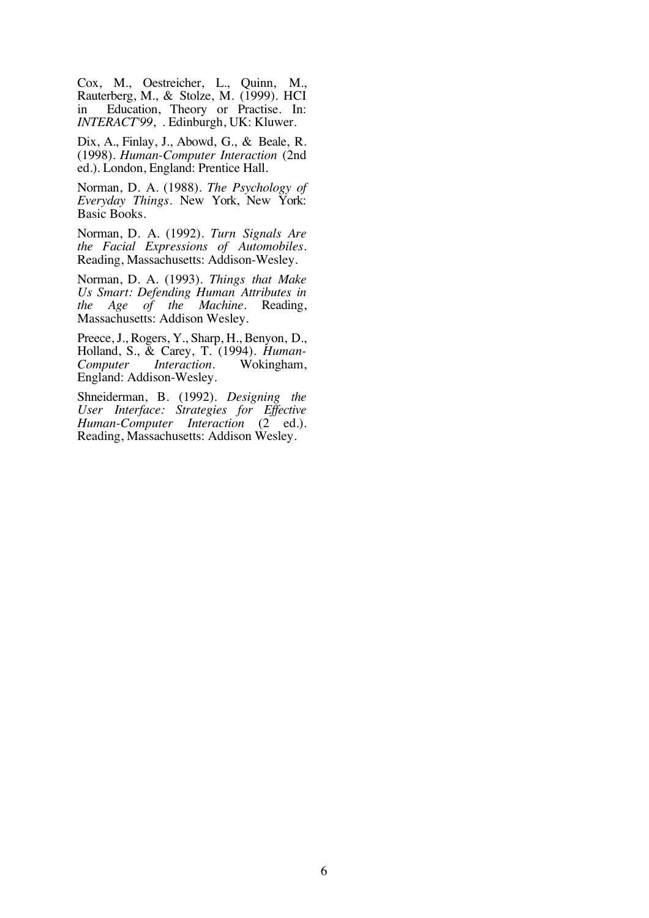Cox, M., Oestreicher, L., Quinn, M., Rauterberg, M., & Stolze, M. (1999). HCI in Education, Theory or Practise. In: *INTERACT'99*, . Edinburgh, UK: Kluwer.

Dix, A., Finlay, J., Abowd, G., & Beale, R. (1998). *Human-Computer Interaction* (2nd ed.). London, England: Prentice Hall.

Norman, D. A. (1988). *The Psychology of Everyday Things*. New York, New York: Basic Books.

Norman, D. A. (1992). *Turn Signals Are the Facial Expressions of Automobiles*. Reading, Massachusetts: Addison-Wesley.

Norman, D. A. (1993). *Things that Make Us Smart: Defending Human Attributes in the Age of the Machine*. Reading, Massachusetts: Addison Wesley.

Preece, J., Rogers, Y., Sharp, H., Benyon, D., Holland, S., & Carey, T. (1994). *Human-Computer Interaction*. Wokingham, England: Addison-Wesley.

Shneiderman, B. (1992). *Designing the User Interface: Strategies for Effective Human-Computer Interaction* (2 ed.). Reading, Massachusetts: Addison Wesley.